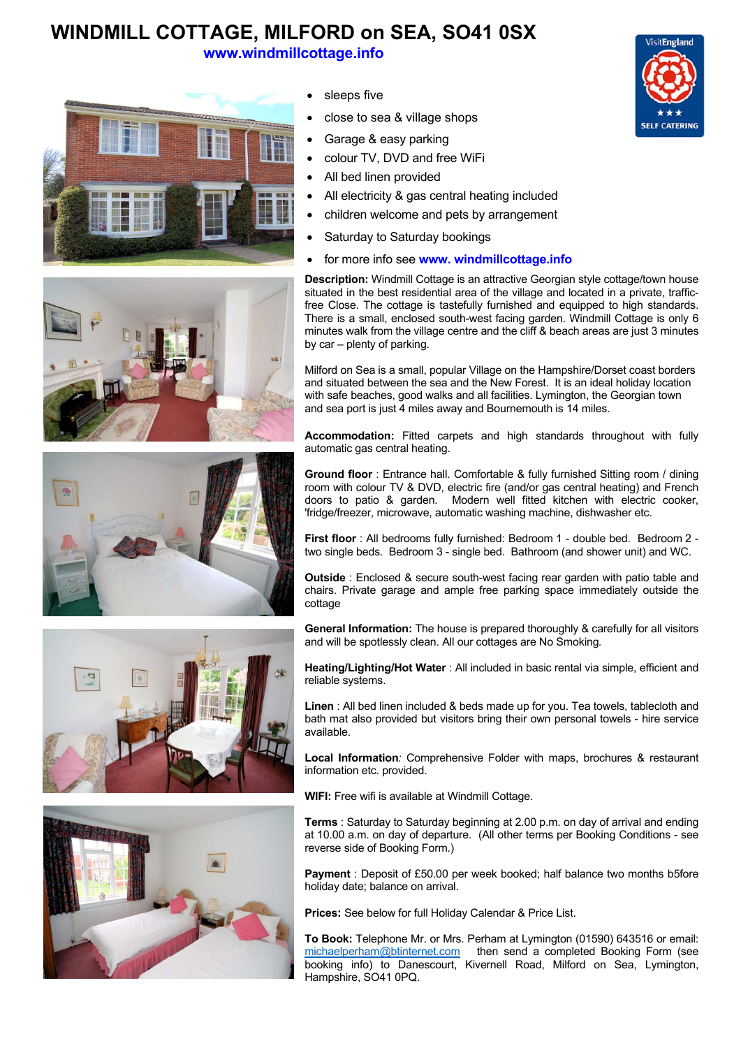# WINDMILL COTTAGE, MILFORD on SEA, SO41 0SX

**www.windmillcottage.info**

VisitEngland ★★★ SELF CATERING

- sleeps five
- close to sea & village shops
- Garage & easy parking
- colour TV, DVD and free WiFi
- All bed linen provided
- All electricity & gas central heating included
- children welcome and pets by arrangement
- Saturday to Saturday bookings
- for more info see **www. windmillcottage.info**

**Description:** Windmill Cottage is an attractive Georgian style cottage/town house situated in the best residential area of the village and located in a private, traffic-free Close. The cottage is tastefully furnished and equipped to high standards. There is a small, enclosed south-west facing garden. Windmill Cottage is only 6 minutes walk from the village centre and the cliff & beach areas are just 3 minutes by car – plenty of parking.

Milford on Sea is a small, popular Village on the Hampshire/Dorset coast borders and situated between the sea and the New Forest. It is an ideal holiday location with safe beaches, good walks and all facilities. Lymington, the Georgian town and sea port is just 4 miles away and Bournemouth is 14 miles.

**Accommodation:** Fitted carpets and high standards throughout with fully automatic gas central heating.

**Ground floor** : Entrance hall. Comfortable & fully furnished Sitting room / dining room with colour TV & DVD, electric fire (and/or gas central heating) and French doors to patio & garden. Modern well fitted kitchen with electric cooker, 'fridge/freezer, microwave, automatic washing machine, dishwasher etc.

**First floor** : All bedrooms fully furnished: Bedroom 1 - double bed. Bedroom 2 - two single beds. Bedroom 3 - single bed. Bathroom (and shower unit) and WC.

**Outside** : Enclosed & secure south-west facing rear garden with patio table and chairs. Private garage and ample free parking space immediately outside the cottage

**General Information:** The house is prepared thoroughly & carefully for all visitors and will be spotlessly clean. All our cottages are No Smoking.

**Heating/Lighting/Hot Water** : All included in basic rental via simple, efficient and reliable systems.

**Linen** : All bed linen included & beds made up for you. Tea towels, tablecloth and bath mat also provided but visitors bring their own personal towels - hire service available.

**Local Information***:* Comprehensive Folder with maps, brochures & restaurant information etc. provided.

**WIFI:** Free wifi is available at Windmill Cottage.

**Terms** : Saturday to Saturday beginning at 2.00 p.m. on day of arrival and ending at 10.00 a.m. on day of departure. (All other terms per Booking Conditions - see reverse side of Booking Form.)

**Payment** : Deposit of £50.00 per week booked; half balance two months b5fore holiday date; balance on arrival.

**Prices:** See below for full Holiday Calendar & Price List.

**To Book:** Telephone Mr. or Mrs. Perham at Lymington (01590) 643516 or email: michaelperham@btinternet.com then send a completed Booking Form (see booking info) to Danescourt, Kivernell Road, Milford on Sea, Lymington, Hampshire, SO41 0PQ.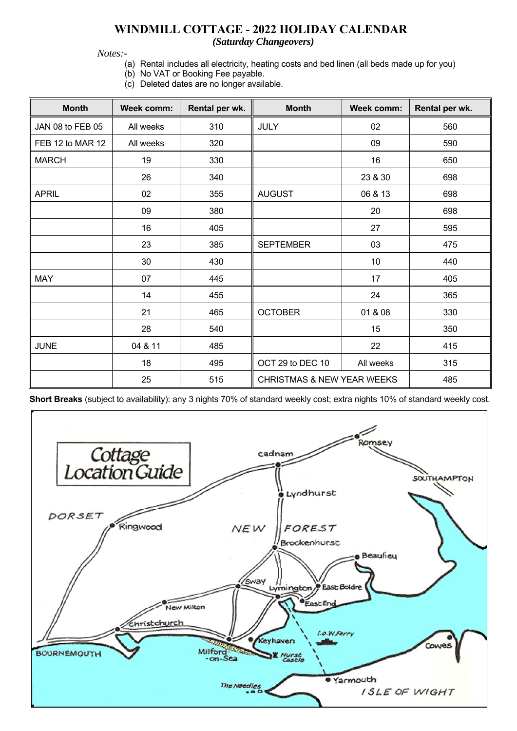# WINDMILL COTTAGE - 2022 HOLIDAY CALENDAR

*(Saturday Changeovers)*

*Notes:-*

(a) Rental includes all electricity, heating costs and bed linen (all beds made up for you)
(b) No VAT or Booking Fee payable.
(c) Deleted dates are no longer available.

| Month | Week comm: | Rental per wk. | Month | Week comm: | Rental per wk. |
|---|---|---|---|---|---|
| JAN 08 to FEB 05 | All weeks | 310 | JULY | 02 | 560 |
| FEB 12 to MAR 12 | All weeks | 320 | | 09 | 590 |
| MARCH | 19 | 330 | | 16 | 650 |
| | 26 | 340 | | 23 & 30 | 698 |
| APRIL | 02 | 355 | AUGUST | 06 & 13 | 698 |
| | 09 | 380 | | 20 | 698 |
| | 16 | 405 | | 27 | 595 |
| | 23 | 385 | SEPTEMBER | 03 | 475 |
| | 30 | 430 | | 10 | 440 |
| MAY | 07 | 445 | | 17 | 405 |
| | 14 | 455 | | 24 | 365 |
| | 21 | 465 | OCTOBER | 01 & 08 | 330 |
| | 28 | 540 | | 15 | 350 |
| JUNE | 04 & 11 | 485 | | 22 | 415 |
| | 18 | 495 | OCT 29 to DEC 10 | All weeks | 315 |
| | 25 | 515 | CHRISTMAS & NEW YEAR WEEKS | | 485 |

**Short Breaks** (subject to availability): any 3 nights 70% of standard weekly cost; extra nights 10% of standard weekly cost.

Cottage Location Guide

Romsey
Cadnam
Southampton
Lyndhurst
Dorset
Ringwood
New Forest
Brockenhurst
Beaulieu
Sway
Lymington
East Boldre
East End
New Milton
Christchurch
I.O.W. Ferry
Keyhaven
Cowes
Bournemouth
Milford-on-Sea
Hurst Castle
Yarmouth
The Needles
Isle of Wight